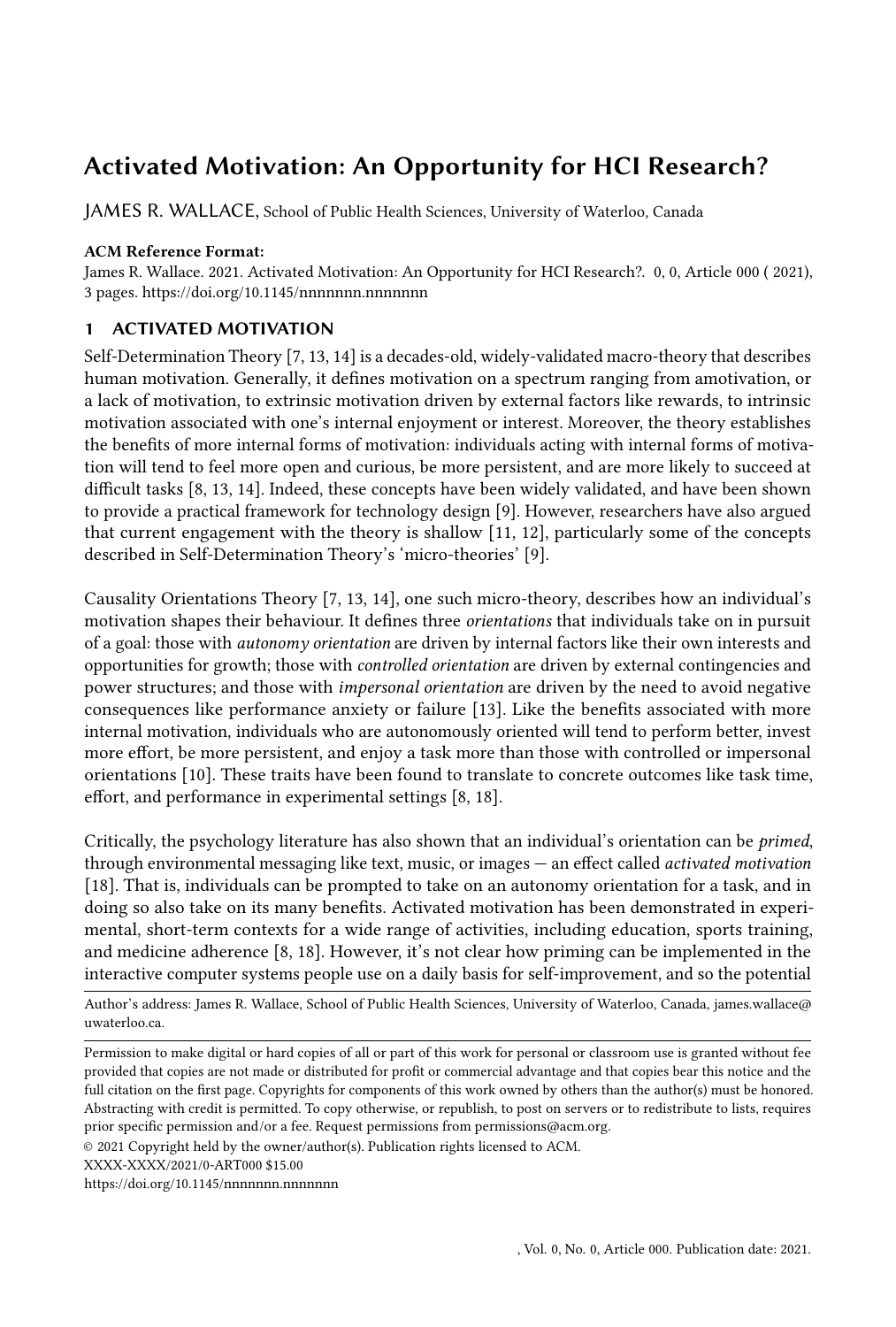# Activated Motivation: An Opportunity for HCI Research?

JAMES R. WALLACE, School of Public Health Sciences, University of Waterloo, Canada

**ACM Reference Format:**
James R. Wallace. 2021. Activated Motivation: An Opportunity for HCI Research?. 0, 0, Article 000 ( 2021), 3 pages. https://doi.org/10.1145/nnnnnnn.nnnnnnn

## 1 ACTIVATED MOTIVATION

Self-Determination Theory [7, 13, 14] is a decades-old, widely-validated macro-theory that describes human motivation. Generally, it defines motivation on a spectrum ranging from amotivation, or a lack of motivation, to extrinsic motivation driven by external factors like rewards, to intrinsic motivation associated with one's internal enjoyment or interest. Moreover, the theory establishes the benefits of more internal forms of motivation: individuals acting with internal forms of motivation will tend to feel more open and curious, be more persistent, and are more likely to succeed at difficult tasks [8, 13, 14]. Indeed, these concepts have been widely validated, and have been shown to provide a practical framework for technology design [9]. However, researchers have also argued that current engagement with the theory is shallow [11, 12], particularly some of the concepts described in Self-Determination Theory's 'micro-theories' [9].

Causality Orientations Theory [7, 13, 14], one such micro-theory, describes how an individual's motivation shapes their behaviour. It defines three *orientations* that individuals take on in pursuit of a goal: those with *autonomy orientation* are driven by internal factors like their own interests and opportunities for growth; those with *controlled orientation* are driven by external contingencies and power structures; and those with *impersonal orientation* are driven by the need to avoid negative consequences like performance anxiety or failure [13]. Like the benefits associated with more internal motivation, individuals who are autonomously oriented will tend to perform better, invest more effort, be more persistent, and enjoy a task more than those with controlled or impersonal orientations [10]. These traits have been found to translate to concrete outcomes like task time, effort, and performance in experimental settings [8, 18].

Critically, the psychology literature has also shown that an individual's orientation can be *primed*, through environmental messaging like text, music, or images — an effect called *activated motivation* [18]. That is, individuals can be prompted to take on an autonomy orientation for a task, and in doing so also take on its many benefits. Activated motivation has been demonstrated in experimental, short-term contexts for a wide range of activities, including education, sports training, and medicine adherence [8, 18]. However, it's not clear how priming can be implemented in the interactive computer systems people use on a daily basis for self-improvement, and so the potential

Author's address: James R. Wallace, School of Public Health Sciences, University of Waterloo, Canada, james.wallace@uwaterloo.ca.

Permission to make digital or hard copies of all or part of this work for personal or classroom use is granted without fee provided that copies are not made or distributed for profit or commercial advantage and that copies bear this notice and the full citation on the first page. Copyrights for components of this work owned by others than the author(s) must be honored. Abstracting with credit is permitted. To copy otherwise, or republish, to post on servers or to redistribute to lists, requires prior specific permission and/or a fee. Request permissions from permissions@acm.org.

© 2021 Copyright held by the owner/author(s). Publication rights licensed to ACM.

XXXX-XXXX/2021/0-ART000 $15.00

https://doi.org/10.1145/nnnnnnn.nnnnnnn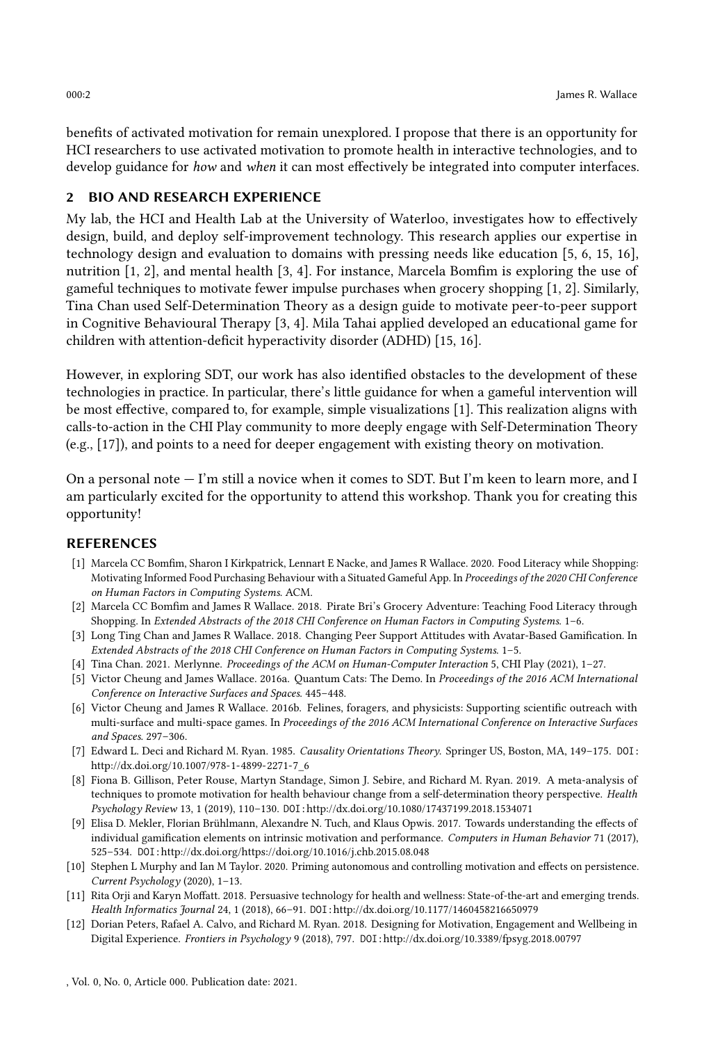benefits of activated motivation for remain unexplored. I propose that there is an opportunity for HCI researchers to use activated motivation to promote health in interactive technologies, and to develop guidance for *how* and *when* it can most effectively be integrated into computer interfaces.

## 2 BIO AND RESEARCH EXPERIENCE

My lab, the HCI and Health Lab at the University of Waterloo, investigates how to effectively design, build, and deploy self-improvement technology. This research applies our expertise in technology design and evaluation to domains with pressing needs like education [5, 6, 15, 16], nutrition [1, 2], and mental health [3, 4]. For instance, Marcela Bomfim is exploring the use of gameful techniques to motivate fewer impulse purchases when grocery shopping [1, 2]. Similarly, Tina Chan used Self-Determination Theory as a design guide to motivate peer-to-peer support in Cognitive Behavioural Therapy [3, 4]. Mila Tahai applied developed an educational game for children with attention-deficit hyperactivity disorder (ADHD) [15, 16].

However, in exploring SDT, our work has also identified obstacles to the development of these technologies in practice. In particular, there's little guidance for when a gameful intervention will be most effective, compared to, for example, simple visualizations [1]. This realization aligns with calls-to-action in the CHI Play community to more deeply engage with Self-Determination Theory (e.g., [17]), and points to a need for deeper engagement with existing theory on motivation.

On a personal note — I'm still a novice when it comes to SDT. But I'm keen to learn more, and I am particularly excited for the opportunity to attend this workshop. Thank you for creating this opportunity!

## REFERENCES

[1] Marcela CC Bomfim, Sharon I Kirkpatrick, Lennart E Nacke, and James R Wallace. 2020. Food Literacy while Shopping: Motivating Informed Food Purchasing Behaviour with a Situated Gameful App. In *Proceedings of the 2020 CHI Conference on Human Factors in Computing Systems*. ACM.

[2] Marcela CC Bomfim and James R Wallace. 2018. Pirate Bri's Grocery Adventure: Teaching Food Literacy through Shopping. In *Extended Abstracts of the 2018 CHI Conference on Human Factors in Computing Systems*. 1–6.

[3] Long Ting Chan and James R Wallace. 2018. Changing Peer Support Attitudes with Avatar-Based Gamification. In *Extended Abstracts of the 2018 CHI Conference on Human Factors in Computing Systems*. 1–5.

[4] Tina Chan. 2021. Merlynne. *Proceedings of the ACM on Human-Computer Interaction* 5, CHI Play (2021), 1–27.

[5] Victor Cheung and James Wallace. 2016a. Quantum Cats: The Demo. In *Proceedings of the 2016 ACM International Conference on Interactive Surfaces and Spaces*. 445–448.

[6] Victor Cheung and James R Wallace. 2016b. Felines, foragers, and physicists: Supporting scientific outreach with multi-surface and multi-space games. In *Proceedings of the 2016 ACM International Conference on Interactive Surfaces and Spaces*. 297–306.

[7] Edward L. Deci and Richard M. Ryan. 1985. *Causality Orientations Theory*. Springer US, Boston, MA, 149–175. DOI: http://dx.doi.org/10.1007/978-1-4899-2271-7_6

[8] Fiona B. Gillison, Peter Rouse, Martyn Standage, Simon J. Sebire, and Richard M. Ryan. 2019. A meta-analysis of techniques to promote motivation for health behaviour change from a self-determination theory perspective. *Health Psychology Review* 13, 1 (2019), 110–130. DOI: http://dx.doi.org/10.1080/17437199.2018.1534071

[9] Elisa D. Mekler, Florian Brühlmann, Alexandre N. Tuch, and Klaus Opwis. 2017. Towards understanding the effects of individual gamification elements on intrinsic motivation and performance. *Computers in Human Behavior* 71 (2017), 525–534. DOI: http://dx.doi.org/https://doi.org/10.1016/j.chb.2015.08.048

[10] Stephen L Murphy and Ian M Taylor. 2020. Priming autonomous and controlling motivation and effects on persistence. *Current Psychology* (2020), 1–13.

[11] Rita Orji and Karyn Moffatt. 2018. Persuasive technology for health and wellness: State-of-the-art and emerging trends. *Health Informatics Journal* 24, 1 (2018), 66–91. DOI: http://dx.doi.org/10.1177/1460458216650979

[12] Dorian Peters, Rafael A. Calvo, and Richard M. Ryan. 2018. Designing for Motivation, Engagement and Wellbeing in Digital Experience. *Frontiers in Psychology* 9 (2018), 797. DOI: http://dx.doi.org/10.3389/fpsyg.2018.00797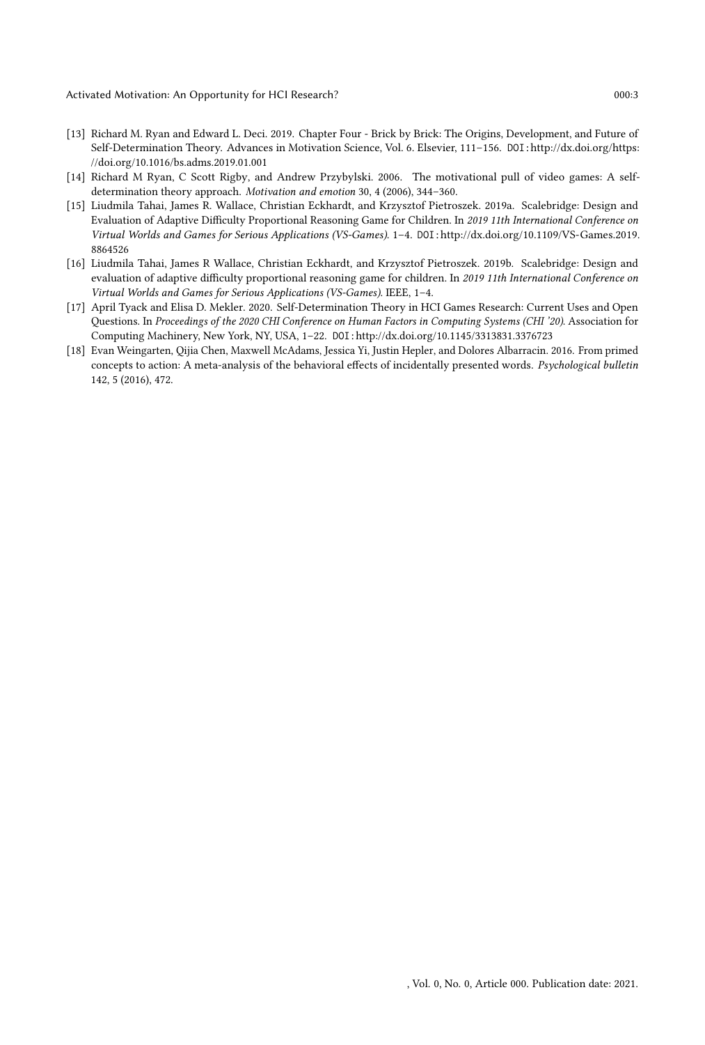[13] Richard M. Ryan and Edward L. Deci. 2019. Chapter Four - Brick by Brick: The Origins, Development, and Future of Self-Determination Theory. Advances in Motivation Science, Vol. 6. Elsevier, 111–156. DOI: http://dx.doi.org/https://doi.org/10.1016/bs.adms.2019.01.001

[14] Richard M Ryan, C Scott Rigby, and Andrew Przybylski. 2006. The motivational pull of video games: A self-determination theory approach. *Motivation and emotion* 30, 4 (2006), 344–360.

[15] Liudmila Tahai, James R. Wallace, Christian Eckhardt, and Krzysztof Pietroszek. 2019a. Scalebridge: Design and Evaluation of Adaptive Difficulty Proportional Reasoning Game for Children. In *2019 11th International Conference on Virtual Worlds and Games for Serious Applications (VS-Games)*. 1–4. DOI: http://dx.doi.org/10.1109/VS-Games.2019.8864526

[16] Liudmila Tahai, James R Wallace, Christian Eckhardt, and Krzysztof Pietroszek. 2019b. Scalebridge: Design and evaluation of adaptive difficulty proportional reasoning game for children. In *2019 11th International Conference on Virtual Worlds and Games for Serious Applications (VS-Games)*. IEEE, 1–4.

[17] April Tyack and Elisa D. Mekler. 2020. Self-Determination Theory in HCI Games Research: Current Uses and Open Questions. In *Proceedings of the 2020 CHI Conference on Human Factors in Computing Systems (CHI '20)*. Association for Computing Machinery, New York, NY, USA, 1–22. DOI: http://dx.doi.org/10.1145/3313831.3376723

[18] Evan Weingarten, Qijia Chen, Maxwell McAdams, Jessica Yi, Justin Hepler, and Dolores Albarracin. 2016. From primed concepts to action: A meta-analysis of the behavioral effects of incidentally presented words. *Psychological bulletin* 142, 5 (2016), 472.